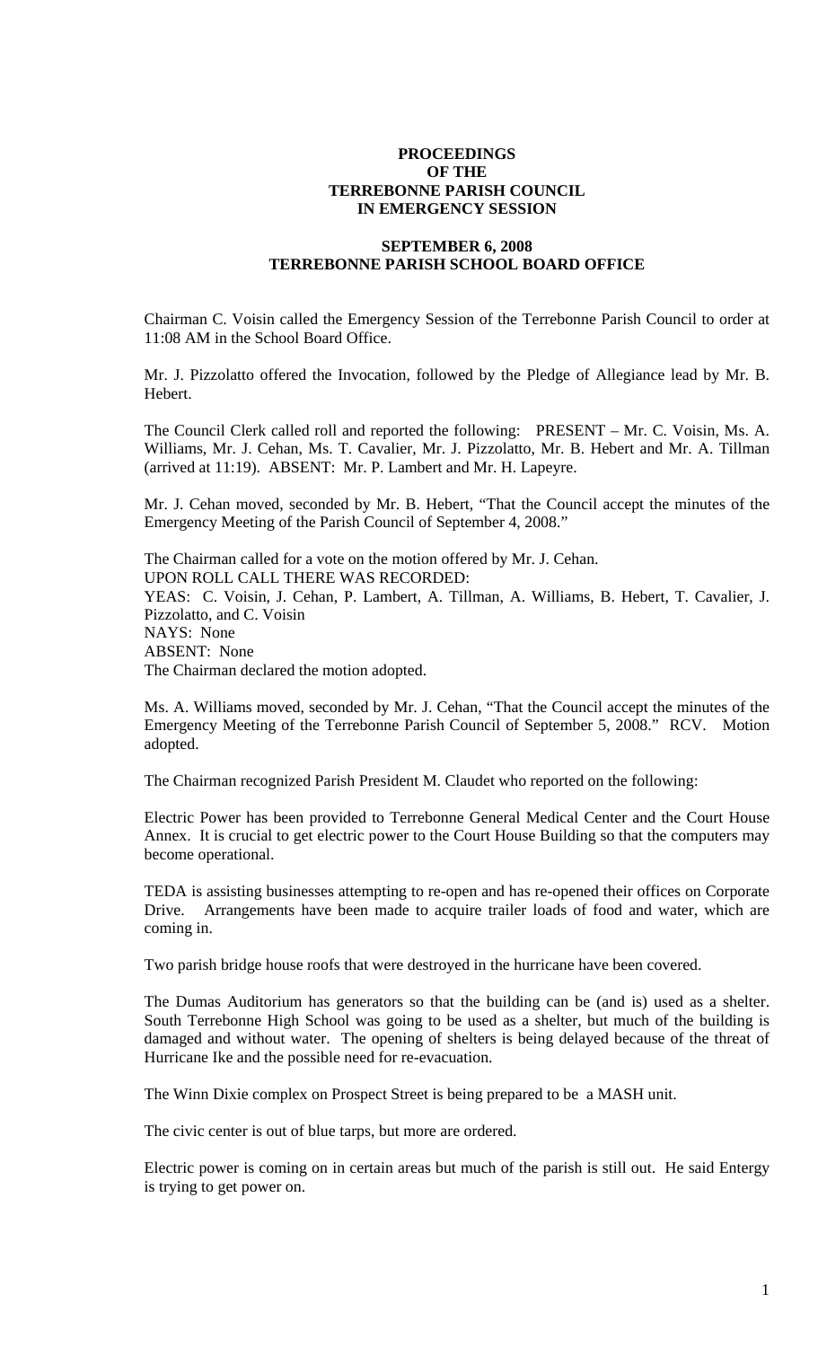**PROCEEDINGS OF THE TERREBONNE PARISH COUNCIL IN EMERGENCY SESSION**

**SEPTEMBER 6, 2008 TERREBONNE PARISH SCHOOL BOARD OFFICE**

Chairman C. Voisin called the Emergency Session of the Terrebonne Parish Council to order at 11:08 AM in the School Board Office.

Mr. J. Pizzolatto offered the Invocation, followed by the Pledge of Allegiance lead by Mr. B. Hebert.

The Council Clerk called roll and reported the following: PRESENT – Mr. C. Voisin, Ms. A. Williams, Mr. J. Cehan, Ms. T. Cavalier, Mr. J. Pizzolatto, Mr. B. Hebert and Mr. A. Tillman (arrived at 11:19). ABSENT: Mr. P. Lambert and Mr. H. Lapeyre.

Mr. J. Cehan moved, seconded by Mr. B. Hebert, "That the Council accept the minutes of the Emergency Meeting of the Parish Council of September 4, 2008."

The Chairman called for a vote on the motion offered by Mr. J. Cehan.
UPON ROLL CALL THERE WAS RECORDED:
YEAS: C. Voisin, J. Cehan, P. Lambert, A. Tillman, A. Williams, B. Hebert, T. Cavalier, J. Pizzolatto, and C. Voisin
NAYS: None
ABSENT: None
The Chairman declared the motion adopted.

Ms. A. Williams moved, seconded by Mr. J. Cehan, "That the Council accept the minutes of the Emergency Meeting of the Terrebonne Parish Council of September 5, 2008." RCV. Motion adopted.

The Chairman recognized Parish President M. Claudet who reported on the following:

Electric Power has been provided to Terrebonne General Medical Center and the Court House Annex. It is crucial to get electric power to the Court House Building so that the computers may become operational.

TEDA is assisting businesses attempting to re-open and has re-opened their offices on Corporate Drive. Arrangements have been made to acquire trailer loads of food and water, which are coming in.

Two parish bridge house roofs that were destroyed in the hurricane have been covered.

The Dumas Auditorium has generators so that the building can be (and is) used as a shelter. South Terrebonne High School was going to be used as a shelter, but much of the building is damaged and without water. The opening of shelters is being delayed because of the threat of Hurricane Ike and the possible need for re-evacuation.

The Winn Dixie complex on Prospect Street is being prepared to be a MASH unit.

The civic center is out of blue tarps, but more are ordered.

Electric power is coming on in certain areas but much of the parish is still out. He said Entergy is trying to get power on.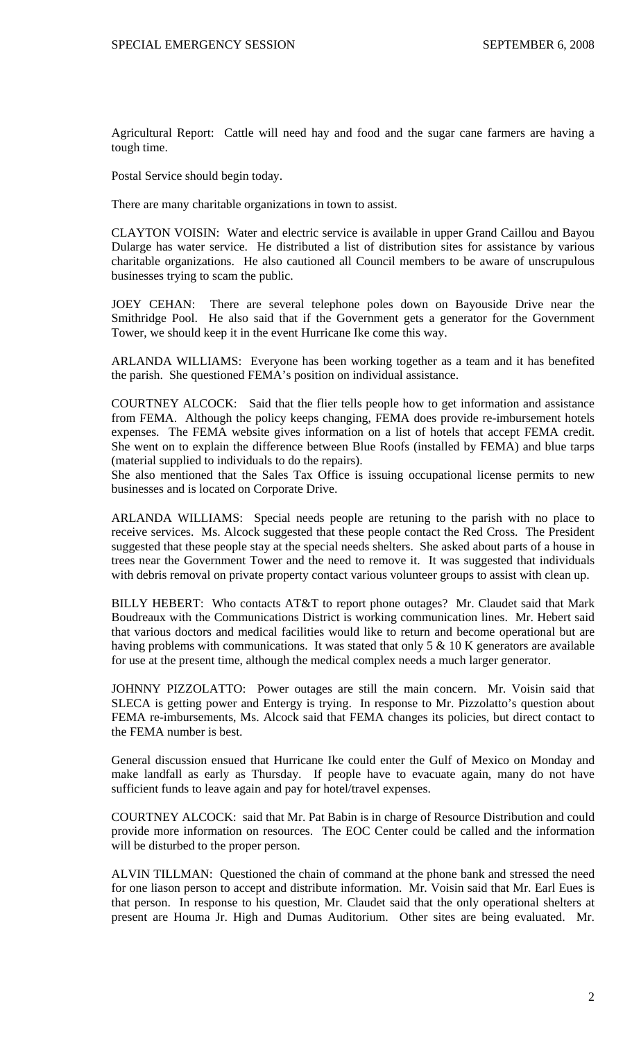Agricultural Report: Cattle will need hay and food and the sugar cane farmers are having a tough time.

Postal Service should begin today.

There are many charitable organizations in town to assist.

CLAYTON VOISIN: Water and electric service is available in upper Grand Caillou and Bayou Dularge has water service. He distributed a list of distribution sites for assistance by various charitable organizations. He also cautioned all Council members to be aware of unscrupulous businesses trying to scam the public.

JOEY CEHAN: There are several telephone poles down on Bayouside Drive near the Smithridge Pool. He also said that if the Government gets a generator for the Government Tower, we should keep it in the event Hurricane Ike come this way.

ARLANDA WILLIAMS: Everyone has been working together as a team and it has benefited the parish. She questioned FEMA's position on individual assistance.

COURTNEY ALCOCK: Said that the flier tells people how to get information and assistance from FEMA. Although the policy keeps changing, FEMA does provide re-imbursement hotels expenses. The FEMA website gives information on a list of hotels that accept FEMA credit. She went on to explain the difference between Blue Roofs (installed by FEMA) and blue tarps (material supplied to individuals to do the repairs).

She also mentioned that the Sales Tax Office is issuing occupational license permits to new businesses and is located on Corporate Drive.

ARLANDA WILLIAMS: Special needs people are retuning to the parish with no place to receive services. Ms. Alcock suggested that these people contact the Red Cross. The President suggested that these people stay at the special needs shelters. She asked about parts of a house in trees near the Government Tower and the need to remove it. It was suggested that individuals with debris removal on private property contact various volunteer groups to assist with clean up.

BILLY HEBERT: Who contacts AT&T to report phone outages? Mr. Claudet said that Mark Boudreaux with the Communications District is working communication lines. Mr. Hebert said that various doctors and medical facilities would like to return and become operational but are having problems with communications. It was stated that only 5 & 10 K generators are available for use at the present time, although the medical complex needs a much larger generator.

JOHNNY PIZZOLATTO: Power outages are still the main concern. Mr. Voisin said that SLECA is getting power and Entergy is trying. In response to Mr. Pizzolatto's question about FEMA re-imbursements, Ms. Alcock said that FEMA changes its policies, but direct contact to the FEMA number is best.

General discussion ensued that Hurricane Ike could enter the Gulf of Mexico on Monday and make landfall as early as Thursday. If people have to evacuate again, many do not have sufficient funds to leave again and pay for hotel/travel expenses.

COURTNEY ALCOCK: said that Mr. Pat Babin is in charge of Resource Distribution and could provide more information on resources. The EOC Center could be called and the information will be disturbed to the proper person.

ALVIN TILLMAN: Questioned the chain of command at the phone bank and stressed the need for one liason person to accept and distribute information. Mr. Voisin said that Mr. Earl Eues is that person. In response to his question, Mr. Claudet said that the only operational shelters at present are Houma Jr. High and Dumas Auditorium. Other sites are being evaluated. Mr.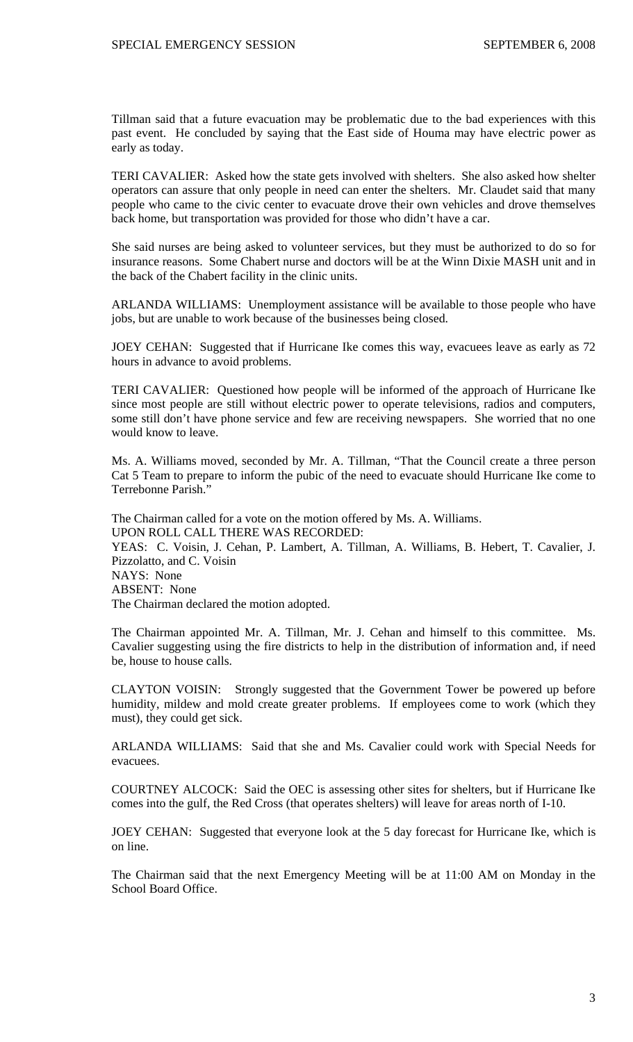Tillman said that a future evacuation may be problematic due to the bad experiences with this past event. He concluded by saying that the East side of Houma may have electric power as early as today.

TERI CAVALIER: Asked how the state gets involved with shelters. She also asked how shelter operators can assure that only people in need can enter the shelters. Mr. Claudet said that many people who came to the civic center to evacuate drove their own vehicles and drove themselves back home, but transportation was provided for those who didn't have a car.

She said nurses are being asked to volunteer services, but they must be authorized to do so for insurance reasons. Some Chabert nurse and doctors will be at the Winn Dixie MASH unit and in the back of the Chabert facility in the clinic units.

ARLANDA WILLIAMS: Unemployment assistance will be available to those people who have jobs, but are unable to work because of the businesses being closed.

JOEY CEHAN: Suggested that if Hurricane Ike comes this way, evacuees leave as early as 72 hours in advance to avoid problems.

TERI CAVALIER: Questioned how people will be informed of the approach of Hurricane Ike since most people are still without electric power to operate televisions, radios and computers, some still don't have phone service and few are receiving newspapers. She worried that no one would know to leave.

Ms. A. Williams moved, seconded by Mr. A. Tillman, "That the Council create a three person Cat 5 Team to prepare to inform the pubic of the need to evacuate should Hurricane Ike come to Terrebonne Parish."

The Chairman called for a vote on the motion offered by Ms. A. Williams.
UPON ROLL CALL THERE WAS RECORDED:
YEAS: C. Voisin, J. Cehan, P. Lambert, A. Tillman, A. Williams, B. Hebert, T. Cavalier, J. Pizzolatto, and C. Voisin
NAYS: None
ABSENT: None
The Chairman declared the motion adopted.

The Chairman appointed Mr. A. Tillman, Mr. J. Cehan and himself to this committee. Ms. Cavalier suggesting using the fire districts to help in the distribution of information and, if need be, house to house calls.

CLAYTON VOISIN: Strongly suggested that the Government Tower be powered up before humidity, mildew and mold create greater problems. If employees come to work (which they must), they could get sick.

ARLANDA WILLIAMS: Said that she and Ms. Cavalier could work with Special Needs for evacuees.

COURTNEY ALCOCK: Said the OEC is assessing other sites for shelters, but if Hurricane Ike comes into the gulf, the Red Cross (that operates shelters) will leave for areas north of I-10.

JOEY CEHAN: Suggested that everyone look at the 5 day forecast for Hurricane Ike, which is on line.

The Chairman said that the next Emergency Meeting will be at 11:00 AM on Monday in the School Board Office.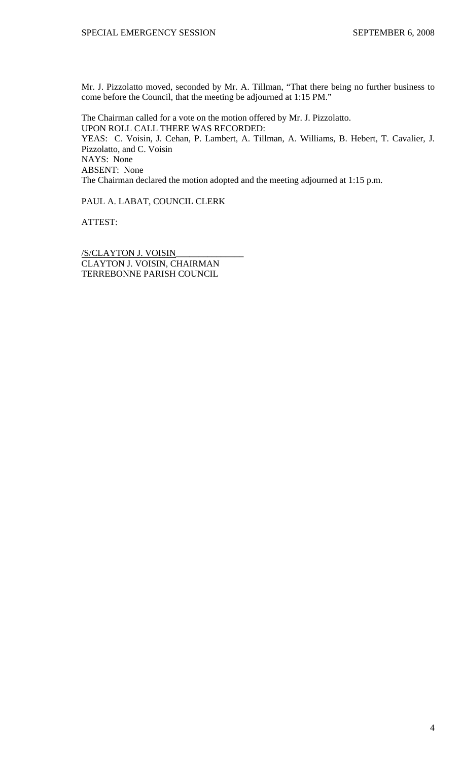Mr. J. Pizzolatto moved, seconded by Mr. A. Tillman, "That there being no further business to come before the Council, that the meeting be adjourned at 1:15 PM."

The Chairman called for a vote on the motion offered by Mr. J. Pizzolatto.
UPON ROLL CALL THERE WAS RECORDED:
YEAS: C. Voisin, J. Cehan, P. Lambert, A. Tillman, A. Williams, B. Hebert, T. Cavalier, J. Pizzolatto, and C. Voisin
NAYS: None
ABSENT: None
The Chairman declared the motion adopted and the meeting adjourned at 1:15 p.m.

PAUL A. LABAT, COUNCIL CLERK

ATTEST:

/S/CLAYTON J. VOISIN_______________
CLAYTON J. VOISIN, CHAIRMAN
TERREBONNE PARISH COUNCIL